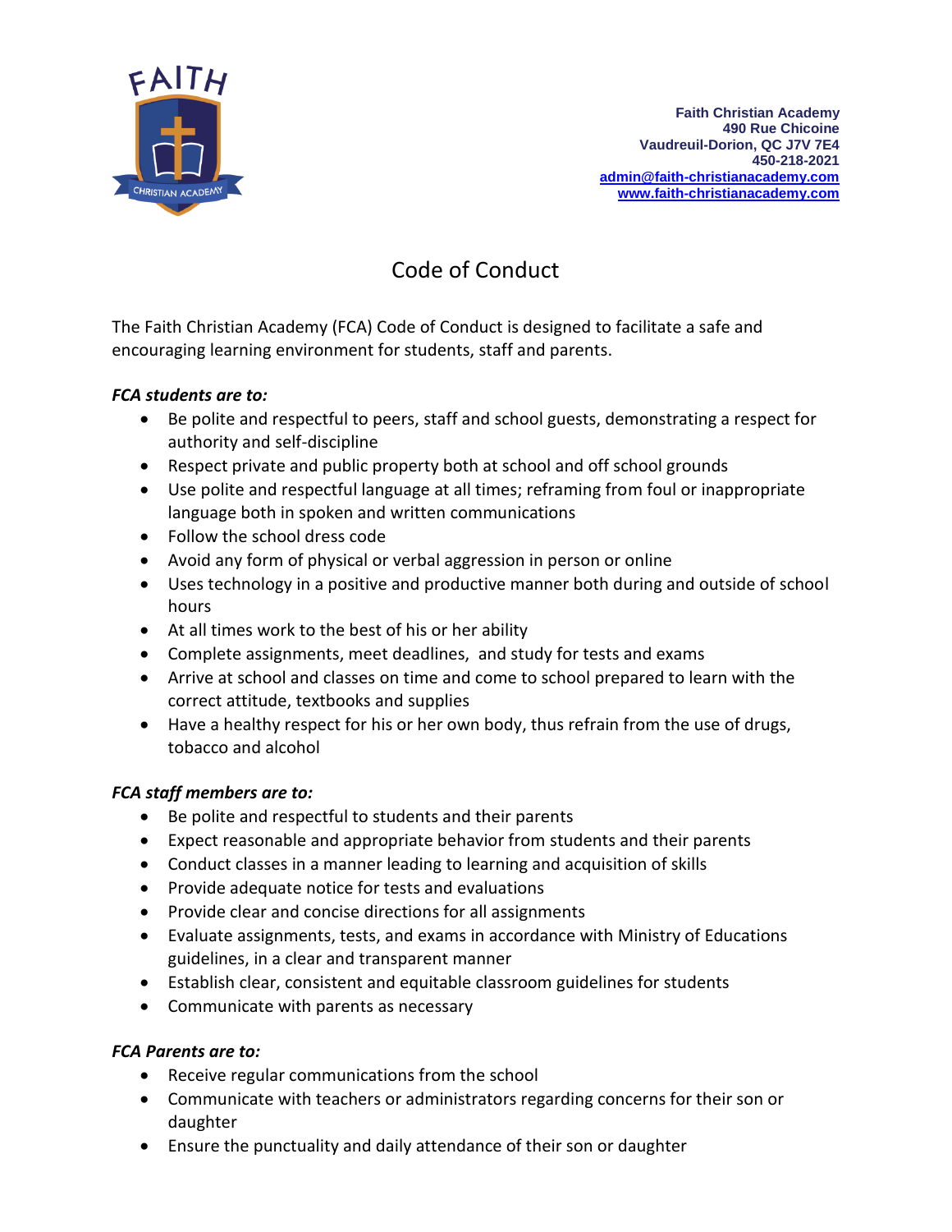**Faith Christian Academy**
**490 Rue Chicoine**
**Vaudreuil-Dorion, QC J7V 7E4**
**450-218-2021**
**admin@faith-christianacademy.com**
**www.faith-christianacademy.com**

# Code of Conduct

The Faith Christian Academy (FCA) Code of Conduct is designed to facilitate a safe and encouraging learning environment for students, staff and parents.

***FCA students are to:***

- Be polite and respectful to peers, staff and school guests, demonstrating a respect for authority and self-discipline
- Respect private and public property both at school and off school grounds
- Use polite and respectful language at all times; reframing from foul or inappropriate language both in spoken and written communications
- Follow the school dress code
- Avoid any form of physical or verbal aggression in person or online
- Uses technology in a positive and productive manner both during and outside of school hours
- At all times work to the best of his or her ability
- Complete assignments, meet deadlines, and study for tests and exams
- Arrive at school and classes on time and come to school prepared to learn with the correct attitude, textbooks and supplies
- Have a healthy respect for his or her own body, thus refrain from the use of drugs, tobacco and alcohol

***FCA staff members are to:***

- Be polite and respectful to students and their parents
- Expect reasonable and appropriate behavior from students and their parents
- Conduct classes in a manner leading to learning and acquisition of skills
- Provide adequate notice for tests and evaluations
- Provide clear and concise directions for all assignments
- Evaluate assignments, tests, and exams in accordance with Ministry of Educations guidelines, in a clear and transparent manner
- Establish clear, consistent and equitable classroom guidelines for students
- Communicate with parents as necessary

***FCA Parents are to:***

- Receive regular communications from the school
- Communicate with teachers or administrators regarding concerns for their son or daughter
- Ensure the punctuality and daily attendance of their son or daughter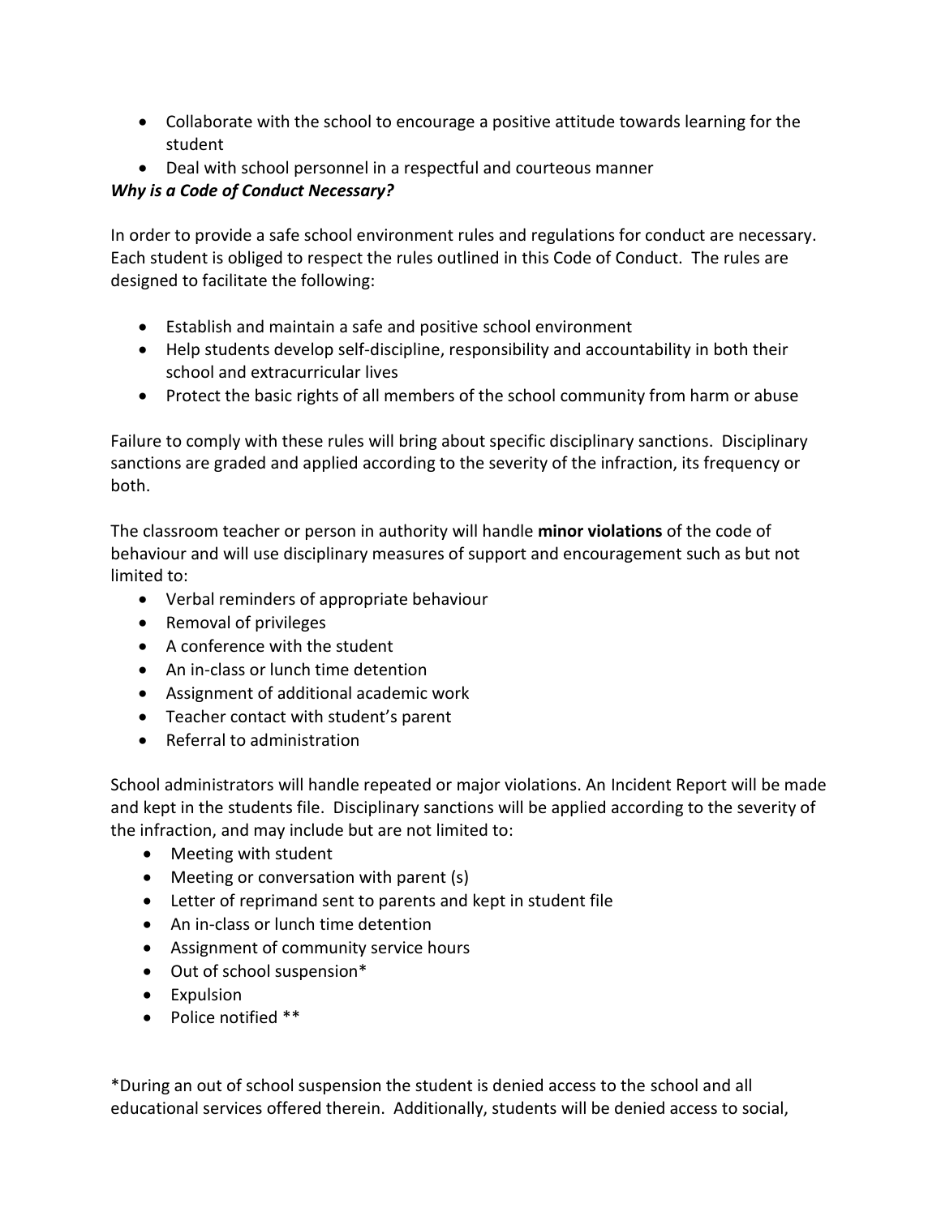- Collaborate with the school to encourage a positive attitude towards learning for the student
- Deal with school personnel in a respectful and courteous manner

***Why is a Code of Conduct Necessary?***

In order to provide a safe school environment rules and regulations for conduct are necessary. Each student is obliged to respect the rules outlined in this Code of Conduct. The rules are designed to facilitate the following:

- Establish and maintain a safe and positive school environment
- Help students develop self-discipline, responsibility and accountability in both their school and extracurricular lives
- Protect the basic rights of all members of the school community from harm or abuse

Failure to comply with these rules will bring about specific disciplinary sanctions. Disciplinary sanctions are graded and applied according to the severity of the infraction, its frequency or both.

The classroom teacher or person in authority will handle **minor violations** of the code of behaviour and will use disciplinary measures of support and encouragement such as but not limited to:

- Verbal reminders of appropriate behaviour
- Removal of privileges
- A conference with the student
- An in-class or lunch time detention
- Assignment of additional academic work
- Teacher contact with student's parent
- Referral to administration

School administrators will handle repeated or major violations. An Incident Report will be made and kept in the students file. Disciplinary sanctions will be applied according to the severity of the infraction, and may include but are not limited to:

- Meeting with student
- Meeting or conversation with parent (s)
- Letter of reprimand sent to parents and kept in student file
- An in-class or lunch time detention
- Assignment of community service hours
- Out of school suspension*
- Expulsion
- Police notified **

*During an out of school suspension the student is denied access to the school and all educational services offered therein. Additionally, students will be denied access to social,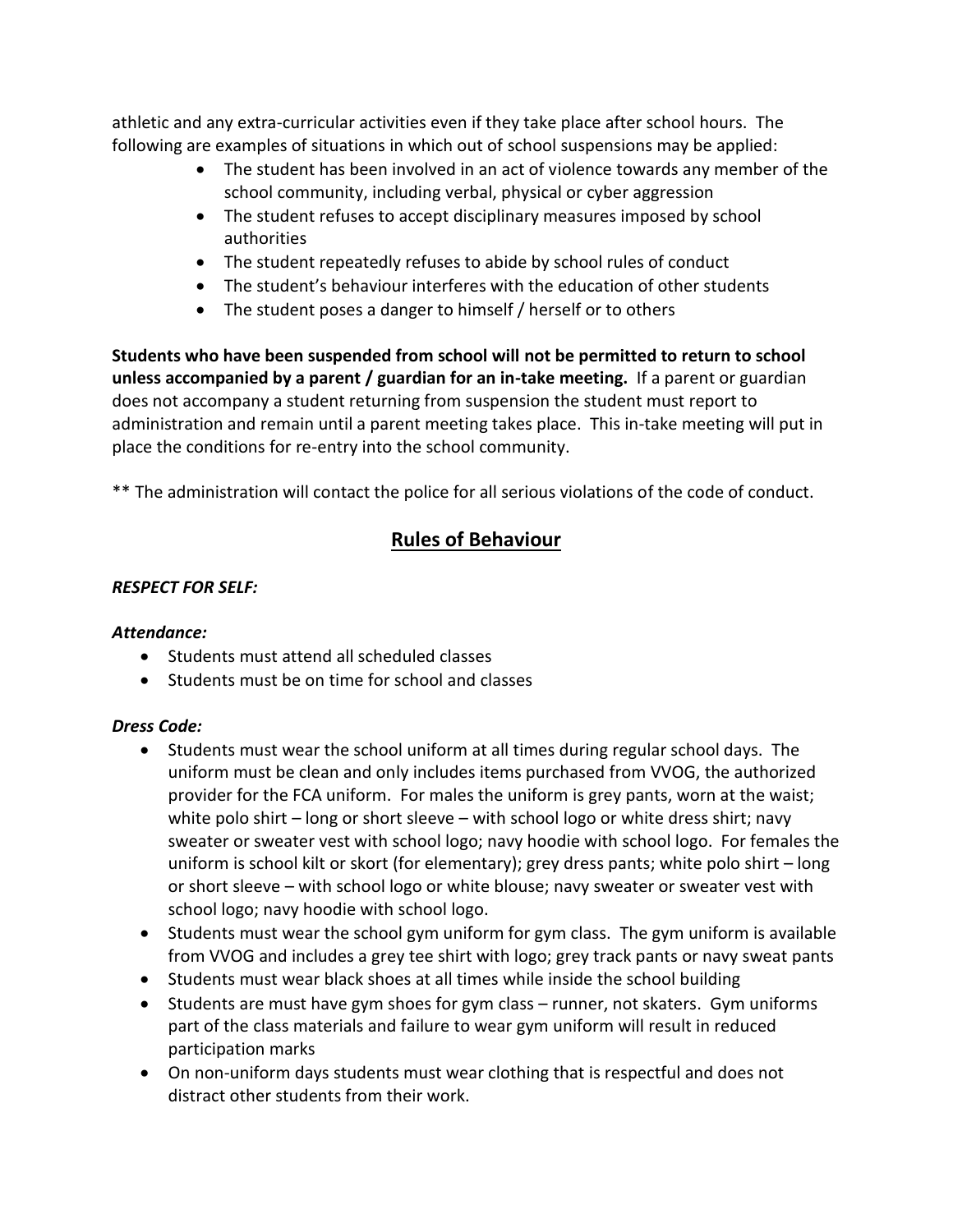athletic and any extra-curricular activities even if they take place after school hours. The following are examples of situations in which out of school suspensions may be applied:

- The student has been involved in an act of violence towards any member of the school community, including verbal, physical or cyber aggression
- The student refuses to accept disciplinary measures imposed by school authorities
- The student repeatedly refuses to abide by school rules of conduct
- The student's behaviour interferes with the education of other students
- The student poses a danger to himself / herself or to others

**Students who have been suspended from school will not be permitted to return to school unless accompanied by a parent / guardian for an in-take meeting.** If a parent or guardian does not accompany a student returning from suspension the student must report to administration and remain until a parent meeting takes place. This in-take meeting will put in place the conditions for re-entry into the school community.

** The administration will contact the police for all serious violations of the code of conduct.

## Rules of Behaviour

***RESPECT FOR SELF:***

***Attendance:***

- Students must attend all scheduled classes
- Students must be on time for school and classes

***Dress Code:***

- Students must wear the school uniform at all times during regular school days. The uniform must be clean and only includes items purchased from VVOG, the authorized provider for the FCA uniform. For males the uniform is grey pants, worn at the waist; white polo shirt – long or short sleeve – with school logo or white dress shirt; navy sweater or sweater vest with school logo; navy hoodie with school logo. For females the uniform is school kilt or skort (for elementary); grey dress pants; white polo shirt – long or short sleeve – with school logo or white blouse; navy sweater or sweater vest with school logo; navy hoodie with school logo.
- Students must wear the school gym uniform for gym class. The gym uniform is available from VVOG and includes a grey tee shirt with logo; grey track pants or navy sweat pants
- Students must wear black shoes at all times while inside the school building
- Students are must have gym shoes for gym class – runner, not skaters. Gym uniforms part of the class materials and failure to wear gym uniform will result in reduced participation marks
- On non-uniform days students must wear clothing that is respectful and does not distract other students from their work.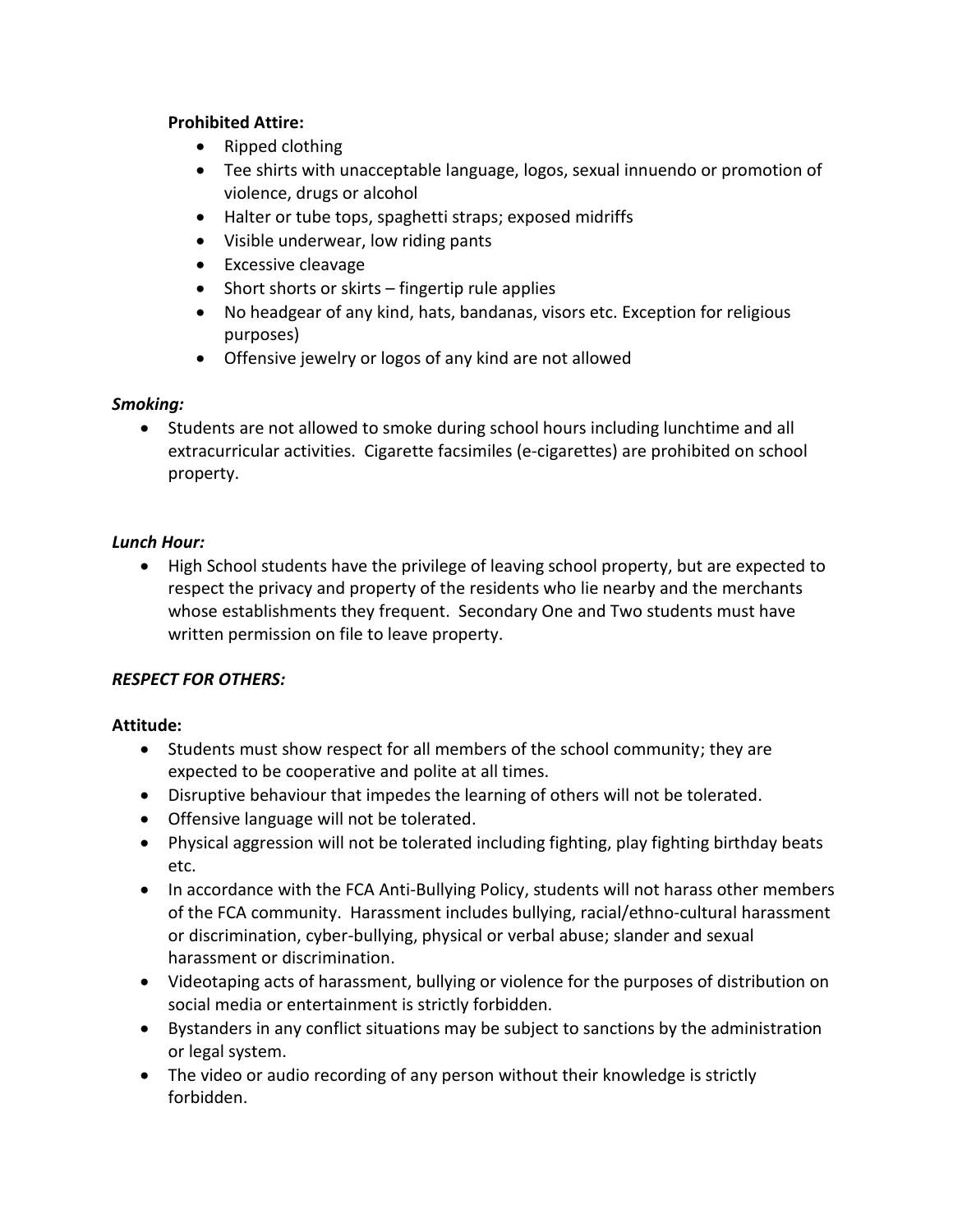**Prohibited Attire:**

- Ripped clothing
- Tee shirts with unacceptable language, logos, sexual innuendo or promotion of violence, drugs or alcohol
- Halter or tube tops, spaghetti straps; exposed midriffs
- Visible underwear, low riding pants
- Excessive cleavage
- Short shorts or skirts – fingertip rule applies
- No headgear of any kind, hats, bandanas, visors etc. Exception for religious purposes)
- Offensive jewelry or logos of any kind are not allowed

***Smoking:***

- Students are not allowed to smoke during school hours including lunchtime and all extracurricular activities. Cigarette facsimiles (e-cigarettes) are prohibited on school property.

***Lunch Hour:***

- High School students have the privilege of leaving school property, but are expected to respect the privacy and property of the residents who lie nearby and the merchants whose establishments they frequent. Secondary One and Two students must have written permission on file to leave property.

***RESPECT FOR OTHERS:***

**Attitude:**

- Students must show respect for all members of the school community; they are expected to be cooperative and polite at all times.
- Disruptive behaviour that impedes the learning of others will not be tolerated.
- Offensive language will not be tolerated.
- Physical aggression will not be tolerated including fighting, play fighting birthday beats etc.
- In accordance with the FCA Anti-Bullying Policy, students will not harass other members of the FCA community. Harassment includes bullying, racial/ethno-cultural harassment or discrimination, cyber-bullying, physical or verbal abuse; slander and sexual harassment or discrimination.
- Videotaping acts of harassment, bullying or violence for the purposes of distribution on social media or entertainment is strictly forbidden.
- Bystanders in any conflict situations may be subject to sanctions by the administration or legal system.
- The video or audio recording of any person without their knowledge is strictly forbidden.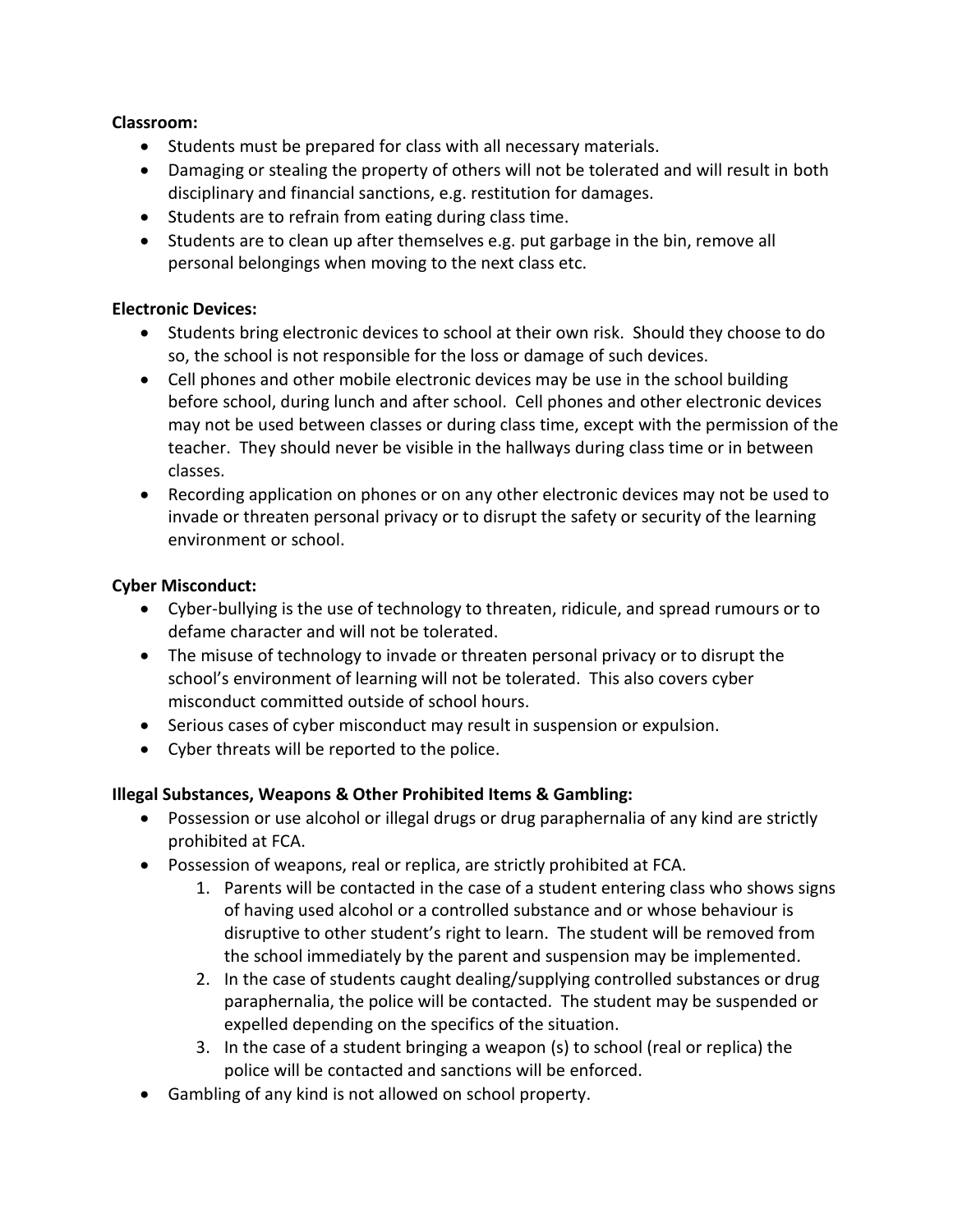**Classroom:**

- Students must be prepared for class with all necessary materials.
- Damaging or stealing the property of others will not be tolerated and will result in both disciplinary and financial sanctions, e.g. restitution for damages.
- Students are to refrain from eating during class time.
- Students are to clean up after themselves e.g. put garbage in the bin, remove all personal belongings when moving to the next class etc.

**Electronic Devices:**

- Students bring electronic devices to school at their own risk. Should they choose to do so, the school is not responsible for the loss or damage of such devices.
- Cell phones and other mobile electronic devices may be use in the school building before school, during lunch and after school. Cell phones and other electronic devices may not be used between classes or during class time, except with the permission of the teacher. They should never be visible in the hallways during class time or in between classes.
- Recording application on phones or on any other electronic devices may not be used to invade or threaten personal privacy or to disrupt the safety or security of the learning environment or school.

**Cyber Misconduct:**

- Cyber-bullying is the use of technology to threaten, ridicule, and spread rumours or to defame character and will not be tolerated.
- The misuse of technology to invade or threaten personal privacy or to disrupt the school's environment of learning will not be tolerated. This also covers cyber misconduct committed outside of school hours.
- Serious cases of cyber misconduct may result in suspension or expulsion.
- Cyber threats will be reported to the police.

**Illegal Substances, Weapons & Other Prohibited Items & Gambling:**

- Possession or use alcohol or illegal drugs or drug paraphernalia of any kind are strictly prohibited at FCA.
- Possession of weapons, real or replica, are strictly prohibited at FCA.
    1. Parents will be contacted in the case of a student entering class who shows signs of having used alcohol or a controlled substance and or whose behaviour is disruptive to other student's right to learn. The student will be removed from the school immediately by the parent and suspension may be implemented.
    2. In the case of students caught dealing/supplying controlled substances or drug paraphernalia, the police will be contacted. The student may be suspended or expelled depending on the specifics of the situation.
    3. In the case of a student bringing a weapon (s) to school (real or replica) the police will be contacted and sanctions will be enforced.
- Gambling of any kind is not allowed on school property.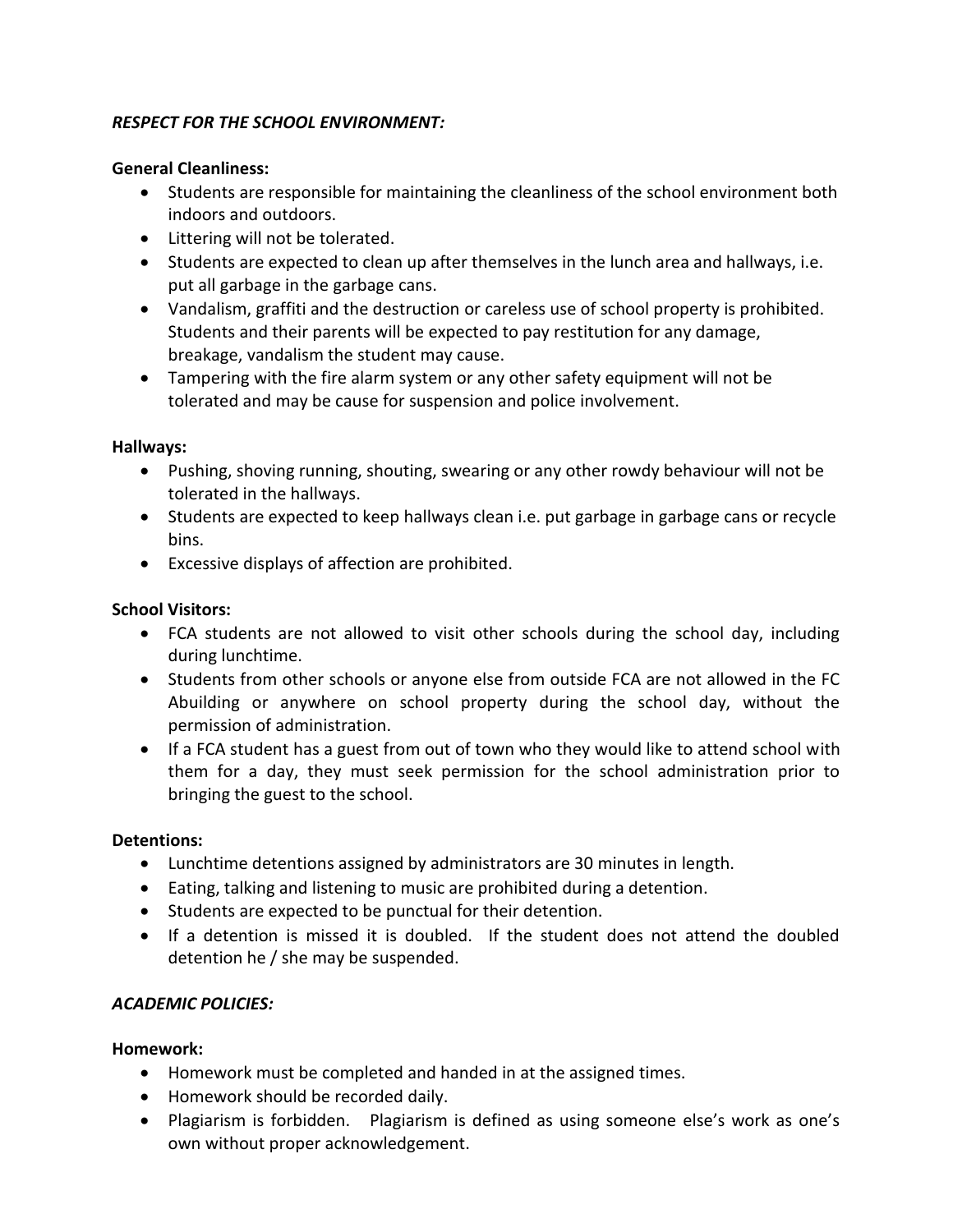***RESPECT FOR THE SCHOOL ENVIRONMENT:***

**General Cleanliness:**

- Students are responsible for maintaining the cleanliness of the school environment both indoors and outdoors.
- Littering will not be tolerated.
- Students are expected to clean up after themselves in the lunch area and hallways, i.e. put all garbage in the garbage cans.
- Vandalism, graffiti and the destruction or careless use of school property is prohibited. Students and their parents will be expected to pay restitution for any damage, breakage, vandalism the student may cause.
- Tampering with the fire alarm system or any other safety equipment will not be tolerated and may be cause for suspension and police involvement.

**Hallways:**

- Pushing, shoving running, shouting, swearing or any other rowdy behaviour will not be tolerated in the hallways.
- Students are expected to keep hallways clean i.e. put garbage in garbage cans or recycle bins.
- Excessive displays of affection are prohibited.

**School Visitors:**

- FCA students are not allowed to visit other schools during the school day, including during lunchtime.
- Students from other schools or anyone else from outside FCA are not allowed in the FC Abuilding or anywhere on school property during the school day, without the permission of administration.
- If a FCA student has a guest from out of town who they would like to attend school with them for a day, they must seek permission for the school administration prior to bringing the guest to the school.

**Detentions:**

- Lunchtime detentions assigned by administrators are 30 minutes in length.
- Eating, talking and listening to music are prohibited during a detention.
- Students are expected to be punctual for their detention.
- If a detention is missed it is doubled. If the student does not attend the doubled detention he / she may be suspended.

***ACADEMIC POLICIES:***

**Homework:**

- Homework must be completed and handed in at the assigned times.
- Homework should be recorded daily.
- Plagiarism is forbidden. Plagiarism is defined as using someone else's work as one's own without proper acknowledgement.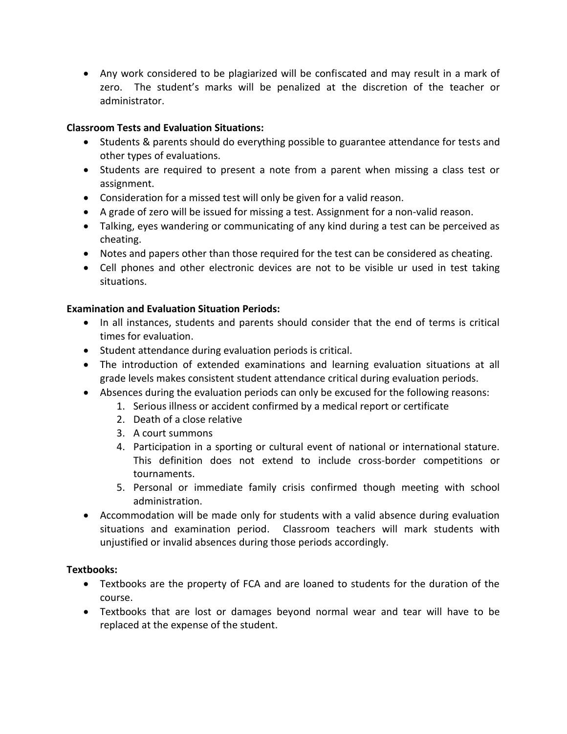- Any work considered to be plagiarized will be confiscated and may result in a mark of zero. The student's marks will be penalized at the discretion of the teacher or administrator.

**Classroom Tests and Evaluation Situations:**

- Students & parents should do everything possible to guarantee attendance for tests and other types of evaluations.
- Students are required to present a note from a parent when missing a class test or assignment.
- Consideration for a missed test will only be given for a valid reason.
- A grade of zero will be issued for missing a test. Assignment for a non-valid reason.
- Talking, eyes wandering or communicating of any kind during a test can be perceived as cheating.
- Notes and papers other than those required for the test can be considered as cheating.
- Cell phones and other electronic devices are not to be visible ur used in test taking situations.

**Examination and Evaluation Situation Periods:**

- In all instances, students and parents should consider that the end of terms is critical times for evaluation.
- Student attendance during evaluation periods is critical.
- The introduction of extended examinations and learning evaluation situations at all grade levels makes consistent student attendance critical during evaluation periods.
- Absences during the evaluation periods can only be excused for the following reasons:
    1. Serious illness or accident confirmed by a medical report or certificate
    2. Death of a close relative
    3. A court summons
    4. Participation in a sporting or cultural event of national or international stature. This definition does not extend to include cross-border competitions or tournaments.
    5. Personal or immediate family crisis confirmed though meeting with school administration.
- Accommodation will be made only for students with a valid absence during evaluation situations and examination period. Classroom teachers will mark students with unjustified or invalid absences during those periods accordingly.

**Textbooks:**

- Textbooks are the property of FCA and are loaned to students for the duration of the course.
- Textbooks that are lost or damages beyond normal wear and tear will have to be replaced at the expense of the student.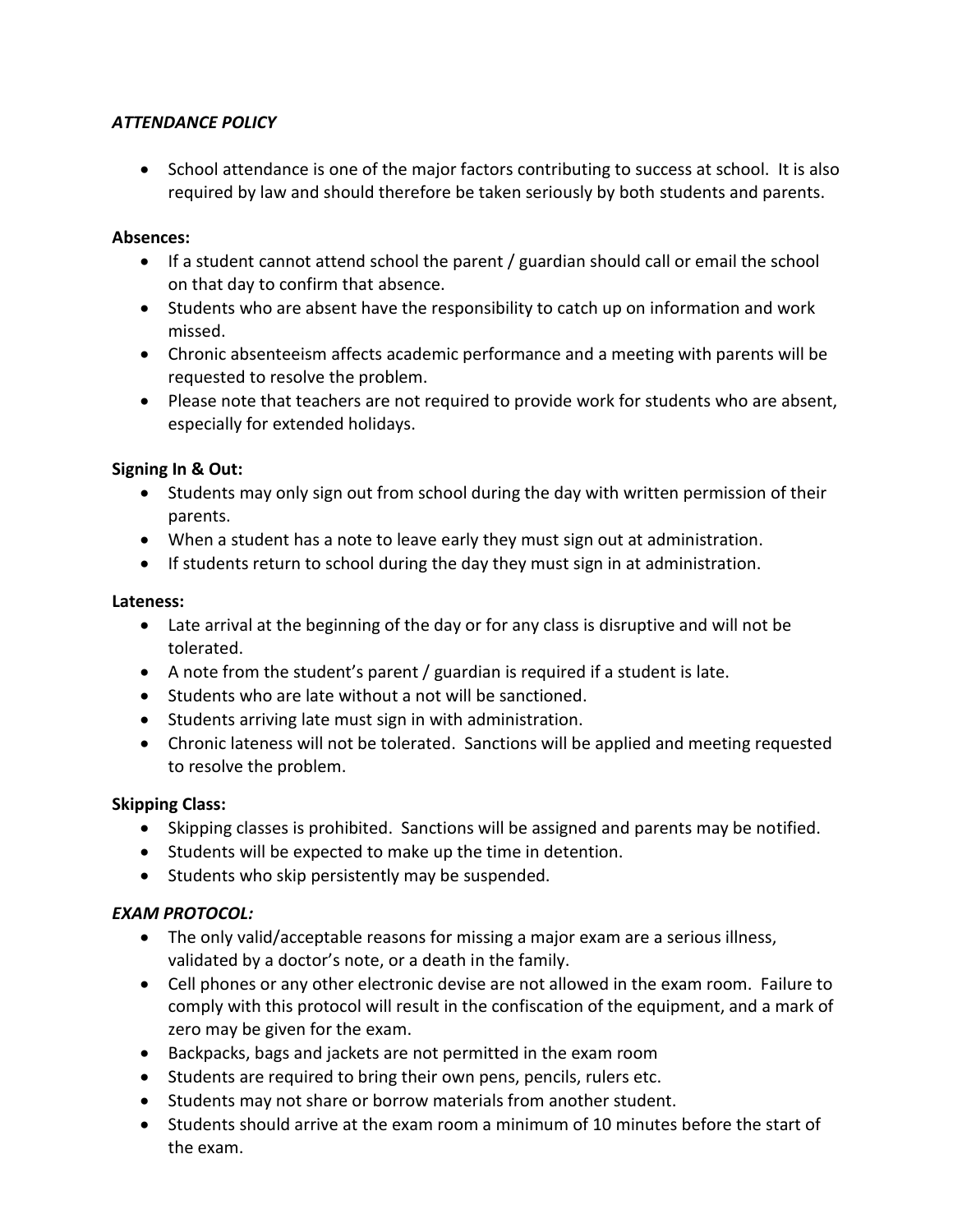***ATTENDANCE POLICY***

- School attendance is one of the major factors contributing to success at school. It is also required by law and should therefore be taken seriously by both students and parents.

**Absences:**

- If a student cannot attend school the parent / guardian should call or email the school on that day to confirm that absence.
- Students who are absent have the responsibility to catch up on information and work missed.
- Chronic absenteeism affects academic performance and a meeting with parents will be requested to resolve the problem.
- Please note that teachers are not required to provide work for students who are absent, especially for extended holidays.

**Signing In & Out:**

- Students may only sign out from school during the day with written permission of their parents.
- When a student has a note to leave early they must sign out at administration.
- If students return to school during the day they must sign in at administration.

**Lateness:**

- Late arrival at the beginning of the day or for any class is disruptive and will not be tolerated.
- A note from the student's parent / guardian is required if a student is late.
- Students who are late without a not will be sanctioned.
- Students arriving late must sign in with administration.
- Chronic lateness will not be tolerated. Sanctions will be applied and meeting requested to resolve the problem.

**Skipping Class:**

- Skipping classes is prohibited. Sanctions will be assigned and parents may be notified.
- Students will be expected to make up the time in detention.
- Students who skip persistently may be suspended.

***EXAM PROTOCOL:***

- The only valid/acceptable reasons for missing a major exam are a serious illness, validated by a doctor's note, or a death in the family.
- Cell phones or any other electronic devise are not allowed in the exam room. Failure to comply with this protocol will result in the confiscation of the equipment, and a mark of zero may be given for the exam.
- Backpacks, bags and jackets are not permitted in the exam room
- Students are required to bring their own pens, pencils, rulers etc.
- Students may not share or borrow materials from another student.
- Students should arrive at the exam room a minimum of 10 minutes before the start of the exam.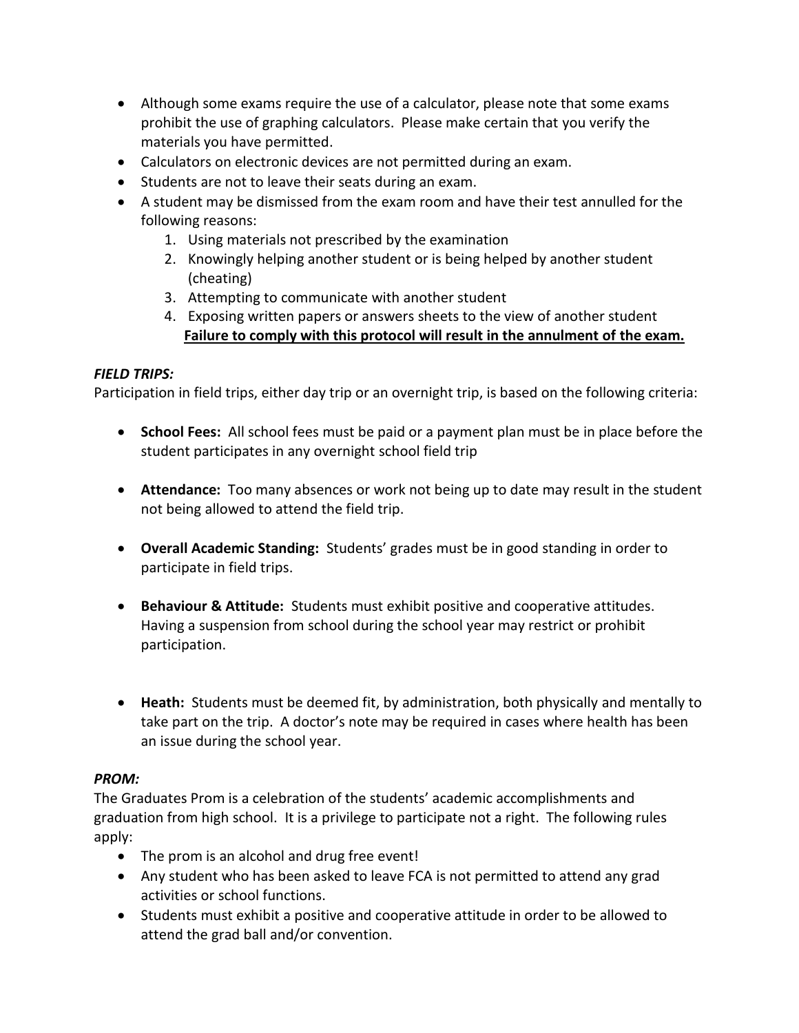- Although some exams require the use of a calculator, please note that some exams prohibit the use of graphing calculators. Please make certain that you verify the materials you have permitted.
- Calculators on electronic devices are not permitted during an exam.
- Students are not to leave their seats during an exam.
- A student may be dismissed from the exam room and have their test annulled for the following reasons:
    1. Using materials not prescribed by the examination
    2. Knowingly helping another student or is being helped by another student (cheating)
    3. Attempting to communicate with another student
    4. Exposing written papers or answers sheets to the view of another student

    <u>**Failure to comply with this protocol will result in the annulment of the exam.**</u>

***FIELD TRIPS:***

Participation in field trips, either day trip or an overnight trip, is based on the following criteria:

- **School Fees:** All school fees must be paid or a payment plan must be in place before the student participates in any overnight school field trip

- **Attendance:** Too many absences or work not being up to date may result in the student not being allowed to attend the field trip.

- **Overall Academic Standing:** Students' grades must be in good standing in order to participate in field trips.

- **Behaviour & Attitude:** Students must exhibit positive and cooperative attitudes. Having a suspension from school during the school year may restrict or prohibit participation.

- **Heath:** Students must be deemed fit, by administration, both physically and mentally to take part on the trip. A doctor's note may be required in cases where health has been an issue during the school year.

***PROM:***

The Graduates Prom is a celebration of the students' academic accomplishments and graduation from high school. It is a privilege to participate not a right. The following rules apply:

- The prom is an alcohol and drug free event!
- Any student who has been asked to leave FCA is not permitted to attend any grad activities or school functions.
- Students must exhibit a positive and cooperative attitude in order to be allowed to attend the grad ball and/or convention.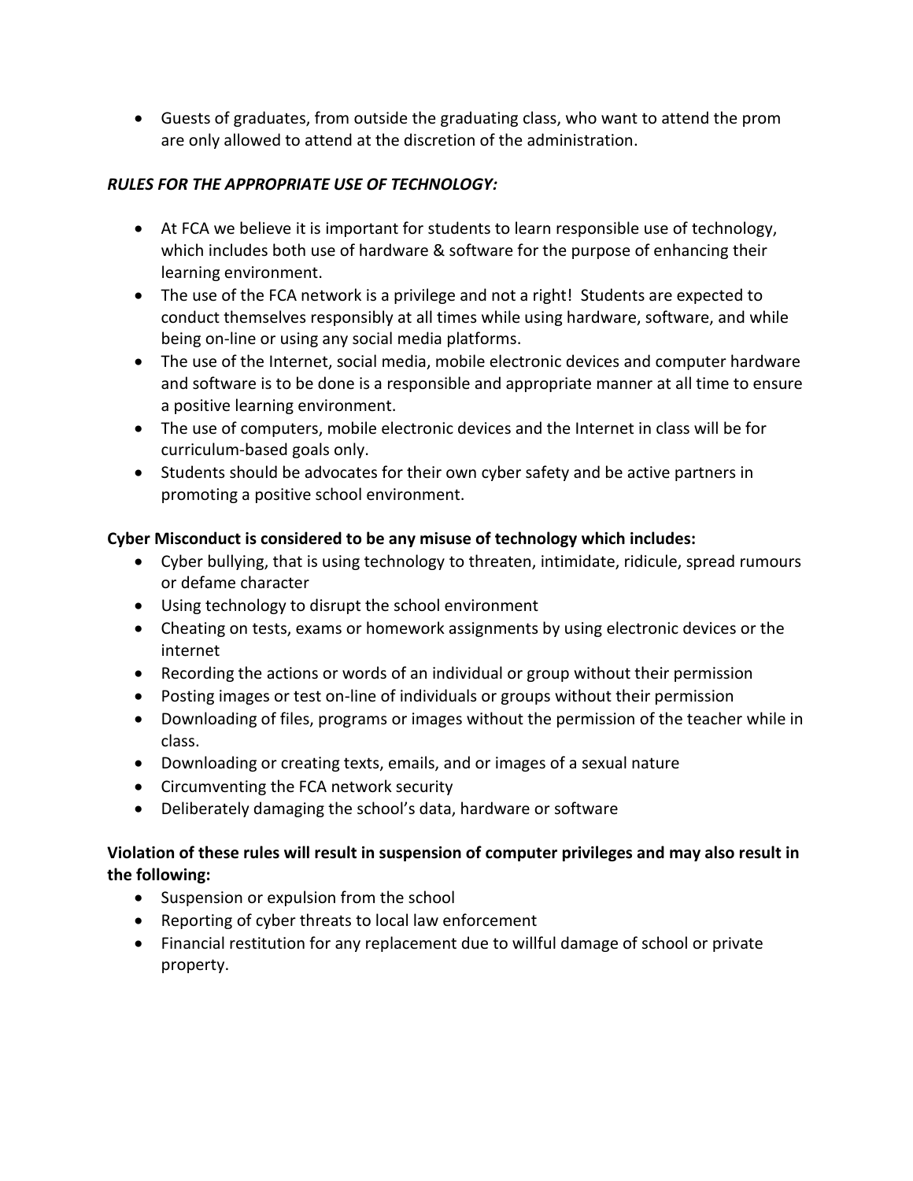- Guests of graduates, from outside the graduating class, who want to attend the prom are only allowed to attend at the discretion of the administration.

***RULES FOR THE APPROPRIATE USE OF TECHNOLOGY:***

- At FCA we believe it is important for students to learn responsible use of technology, which includes both use of hardware & software for the purpose of enhancing their learning environment.
- The use of the FCA network is a privilege and not a right! Students are expected to conduct themselves responsibly at all times while using hardware, software, and while being on-line or using any social media platforms.
- The use of the Internet, social media, mobile electronic devices and computer hardware and software is to be done is a responsible and appropriate manner at all time to ensure a positive learning environment.
- The use of computers, mobile electronic devices and the Internet in class will be for curriculum-based goals only.
- Students should be advocates for their own cyber safety and be active partners in promoting a positive school environment.

**Cyber Misconduct is considered to be any misuse of technology which includes:**

- Cyber bullying, that is using technology to threaten, intimidate, ridicule, spread rumours or defame character
- Using technology to disrupt the school environment
- Cheating on tests, exams or homework assignments by using electronic devices or the internet
- Recording the actions or words of an individual or group without their permission
- Posting images or test on-line of individuals or groups without their permission
- Downloading of files, programs or images without the permission of the teacher while in class.
- Downloading or creating texts, emails, and or images of a sexual nature
- Circumventing the FCA network security
- Deliberately damaging the school's data, hardware or software

**Violation of these rules will result in suspension of computer privileges and may also result in the following:**

- Suspension or expulsion from the school
- Reporting of cyber threats to local law enforcement
- Financial restitution for any replacement due to willful damage of school or private property.